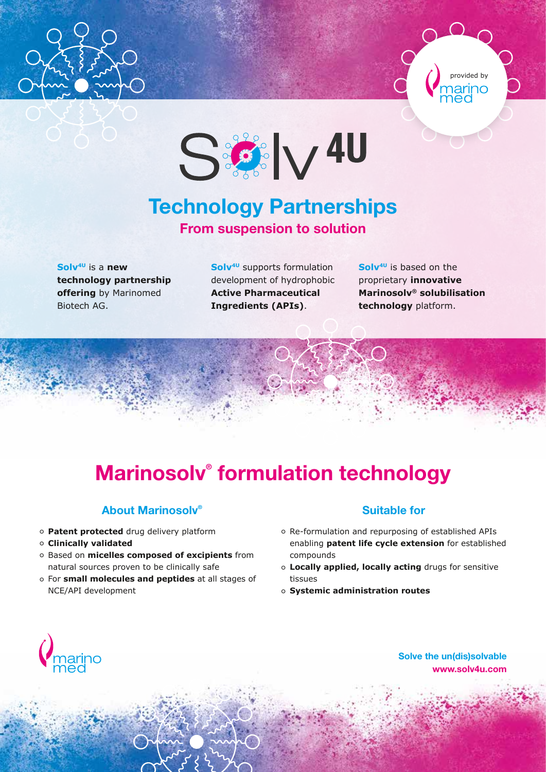provided by marino med

# Solv4U

## Technology Partnerships

### From suspension to solution

**Solv4U** is a **new technology partnership offering** by Marinomed Biotech AG.

**Solv4U** supports formulation development of hydrophobic **Active Pharmaceutical Ingredients (APIs)**.

**Solv4U** is based on the proprietary **innovative Marinosolv® solubilisation technology** platform.

## Marinosolv® formulation technology

### About Marinosolv®

- **Patent protected** drug delivery platform
- **Clinically validated**
- Based on **micelles composed of excipients** from natural sources proven to be clinically safe
- For **small molecules and peptides** at all stages of NCE/API development

### Suitable for

- Re-formulation and repurposing of established APIs enabling **patent life cycle extension** for established compounds
- **Locally applied, locally acting** drugs for sensitive tissues
- **Systemic administration routes**

marino med

**Solve the un(dis)solvable**
**www.solv4u.com**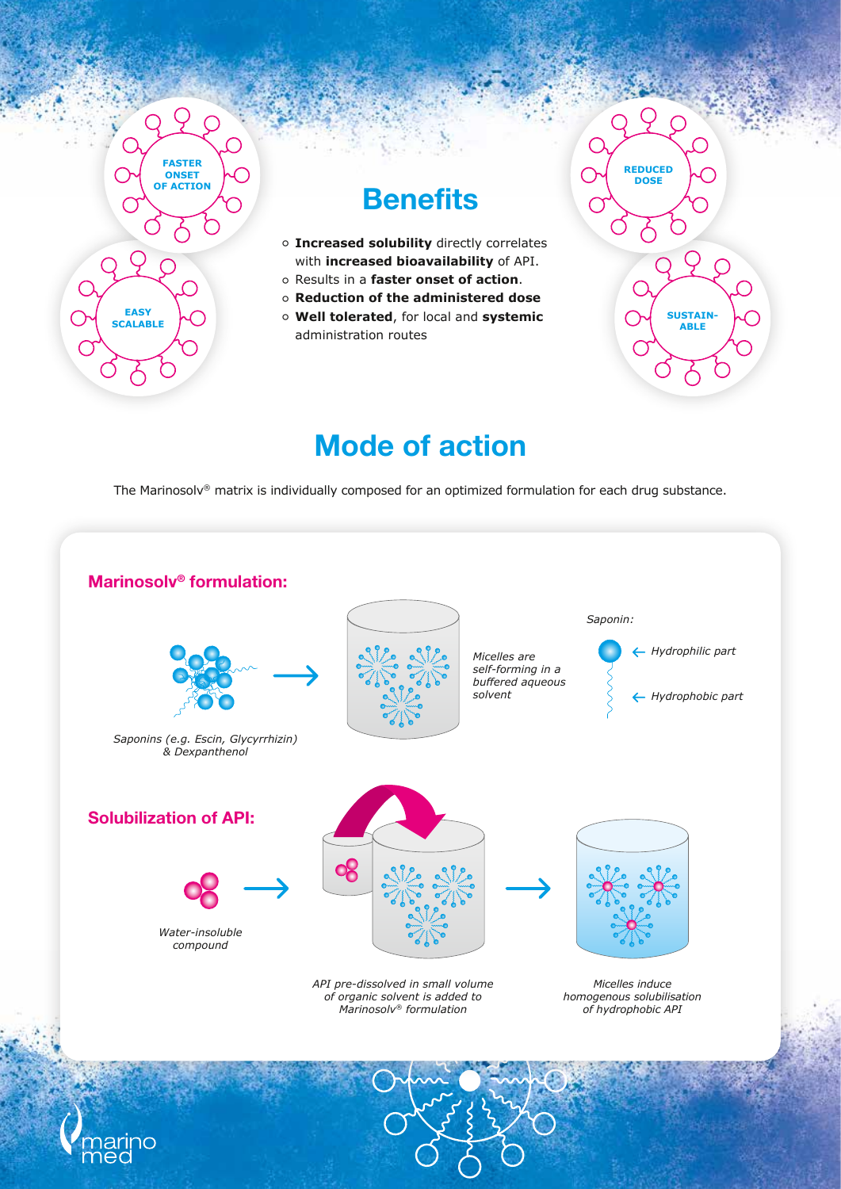FASTER ONSET OF ACTION

EASY SCALABLE

REDUCED DOSE

SUSTAIN-ABLE

# Benefits

- **Increased solubility** directly correlates with **increased bioavailability** of API.
- Results in a **faster onset of action**.
- **Reduction of the administered dose**
- **Well tolerated**, for local and **systemic** administration routes

# Mode of action

The Marinosolv® matrix is individually composed for an optimized formulation for each drug substance.

## Marinosolv® formulation:

*Saponins (e.g. Escin, Glycyrrhizin) & Dexpanthenol*

*Micelles are self-forming in a buffered aqueous solvent*

*Saponin:*

*Hydrophilic part*

*Hydrophobic part*

## Solubilization of API:

*Water-insoluble compound*

*API pre-dissolved in small volume of organic solvent is added to Marinosolv® formulation*

*Micelles induce homogenous solubilisation of hydrophobic API*

marino med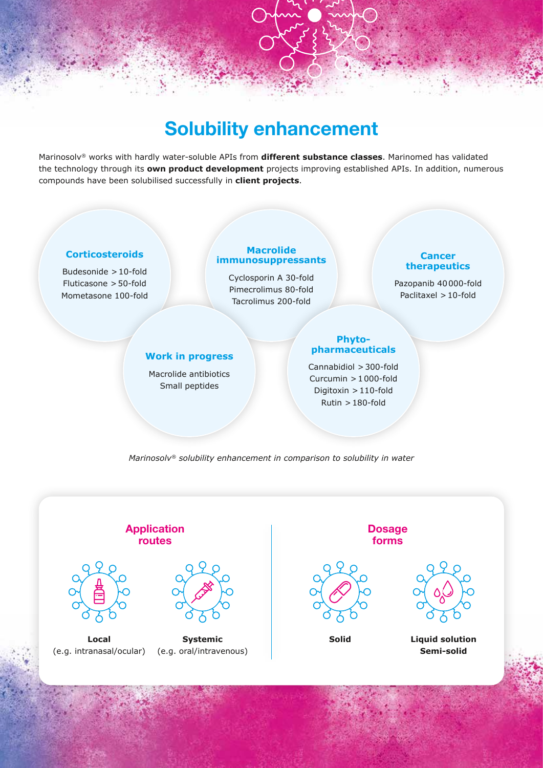# Solubility enhancement

Marinosolv® works with hardly water-soluble APIs from **different substance classes**. Marinomed has validated the technology through its **own product development** projects improving established APIs. In addition, numerous compounds have been solubilised successfully in **client projects**.

### Corticosteroids

Budesonide > 10-fold
Fluticasone > 50-fold
Mometasone 100-fold

### Macrolide immunosuppressants

Cyclosporin A 30-fold
Pimecrolimus 80-fold
Tacrolimus 200-fold

### Cancer therapeutics

Pazopanib 40 000-fold
Paclitaxel > 10-fold

### Work in progress

Macrolide antibiotics
Small peptides

### Phyto-pharmaceuticals

Cannabidiol > 300-fold
Curcumin > 1 000-fold
Digitoxin > 110-fold
Rutin > 180-fold

*Marinosolv® solubility enhancement in comparison to solubility in water*

### Application routes

**Local**
(e.g. intranasal/ocular)

**Systemic**
(e.g. oral/intravenous)

### Dosage forms

**Solid**

**Liquid solution**
**Semi-solid**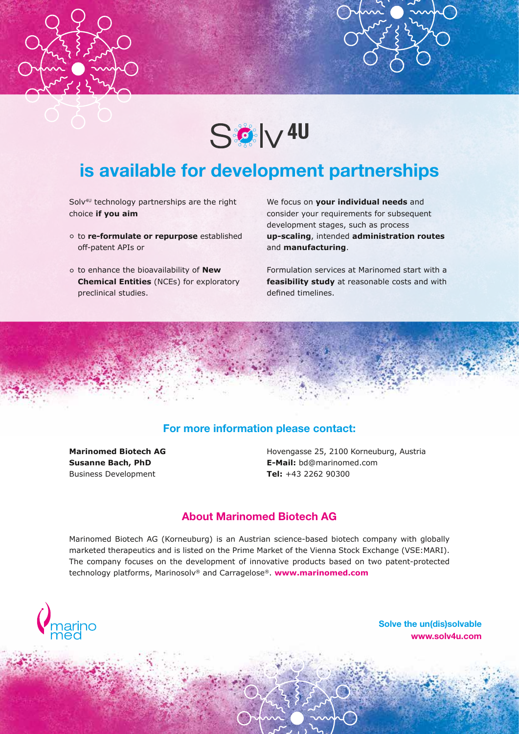# Solv[4U]

## is available for development partnerships

Solv[4U] technology partnerships are the right choice **if you aim**

- to **re-formulate or repurpose** established off-patent APIs or
- to enhance the bioavailability of **New Chemical Entities** (NCEs) for exploratory preclinical studies.

We focus on **your individual needs** and consider your requirements for subsequent development stages, such as process **up-scaling**, intended **administration routes** and **manufacturing**.

Formulation services at Marinomed start with a **feasibility study** at reasonable costs and with defined timelines.

### For more information please contact:

**Marinomed Biotech AG**
**Susanne Bach, PhD**
Business Development

Hovengasse 25, 2100 Korneuburg, Austria
**E-Mail:** bd@marinomed.com
**Tel:** +43 2262 90300

### About Marinomed Biotech AG

Marinomed Biotech AG (Korneuburg) is an Austrian science-based biotech company with globally marketed therapeutics and is listed on the Prime Market of the Vienna Stock Exchange (VSE:MARI). The company focuses on the development of innovative products based on two patent-protected technology platforms, Marinosolv® and Carragelose®. **www.marinomed.com**

marino med

**Solve the un(dis)solvable**
**www.solv4u.com**